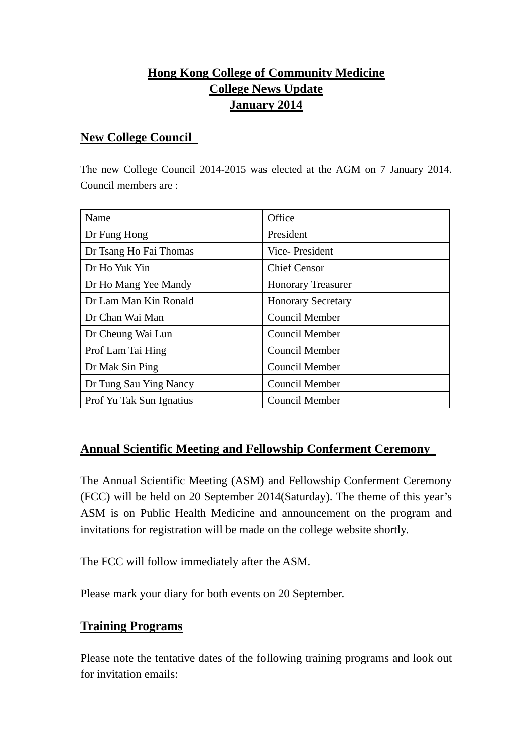# Hong Kong College of Community Medicine
# College News Update
# January 2014

## New College Council

The new College Council 2014-2015 was elected at the AGM on 7 January 2014. Council members are :

| Name | Office |
|---|---|
| Dr Fung Hong | President |
| Dr Tsang Ho Fai Thomas | Vice- President |
| Dr Ho Yuk Yin | Chief Censor |
| Dr Ho Mang Yee Mandy | Honorary Treasurer |
| Dr Lam Man Kin Ronald | Honorary Secretary |
| Dr Chan Wai Man | Council Member |
| Dr Cheung Wai Lun | Council Member |
| Prof Lam Tai Hing | Council Member |
| Dr Mak Sin Ping | Council Member |
| Dr Tung Sau Ying Nancy | Council Member |
| Prof Yu Tak Sun Ignatius | Council Member |

## Annual Scientific Meeting and Fellowship Conferment Ceremony

The Annual Scientific Meeting (ASM) and Fellowship Conferment Ceremony (FCC) will be held on 20 September 2014(Saturday). The theme of this year's ASM is on Public Health Medicine and announcement on the program and invitations for registration will be made on the college website shortly.

The FCC will follow immediately after the ASM.

Please mark your diary for both events on 20 September.

## Training Programs

Please note the tentative dates of the following training programs and look out for invitation emails: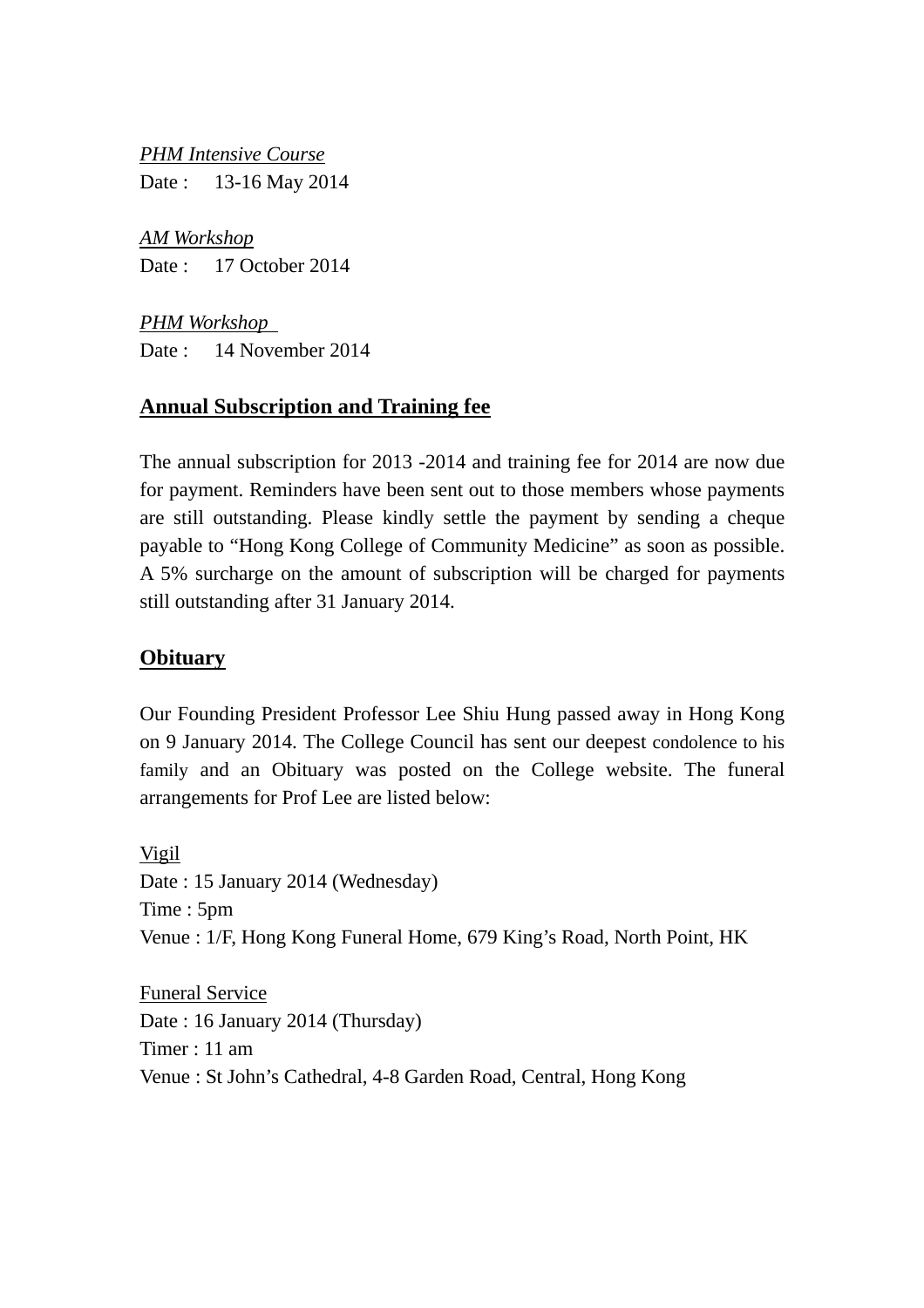*PHM Intensive Course*
Date : 13-16 May 2014

*AM Workshop*
Date : 17 October 2014

*PHM Workshop*
Date : 14 November 2014

## Annual Subscription and Training fee

The annual subscription for 2013 -2014 and training fee for 2014 are now due for payment. Reminders have been sent out to those members whose payments are still outstanding. Please kindly settle the payment by sending a cheque payable to "Hong Kong College of Community Medicine" as soon as possible. A 5% surcharge on the amount of subscription will be charged for payments still outstanding after 31 January 2014.

## Obituary

Our Founding President Professor Lee Shiu Hung passed away in Hong Kong on 9 January 2014. The College Council has sent our deepest condolence to his family and an Obituary was posted on the College website. The funeral arrangements for Prof Lee are listed below:

Vigil
Date : 15 January 2014 (Wednesday)
Time : 5pm
Venue : 1/F, Hong Kong Funeral Home, 679 King's Road, North Point, HK

Funeral Service
Date : 16 January 2014 (Thursday)
Timer : 11 am
Venue : St John's Cathedral, 4-8 Garden Road, Central, Hong Kong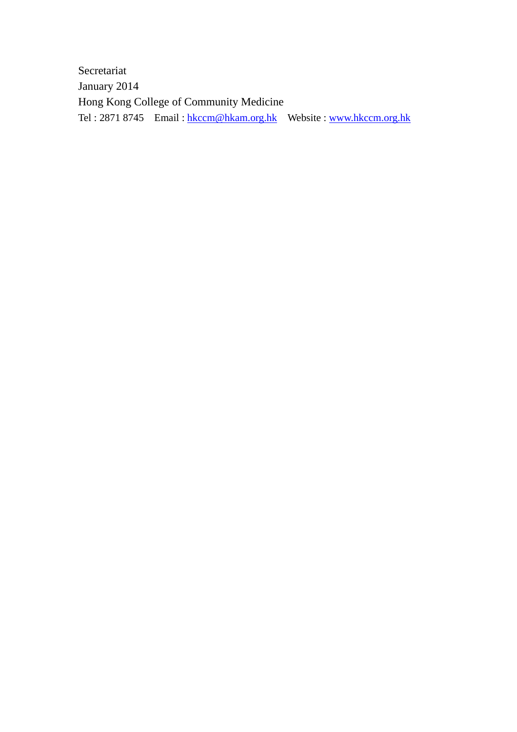Secretariat

January 2014

Hong Kong College of Community Medicine

Tel : 2871 8745 Email : hkccm@hkam.org.hk Website : www.hkccm.org.hk